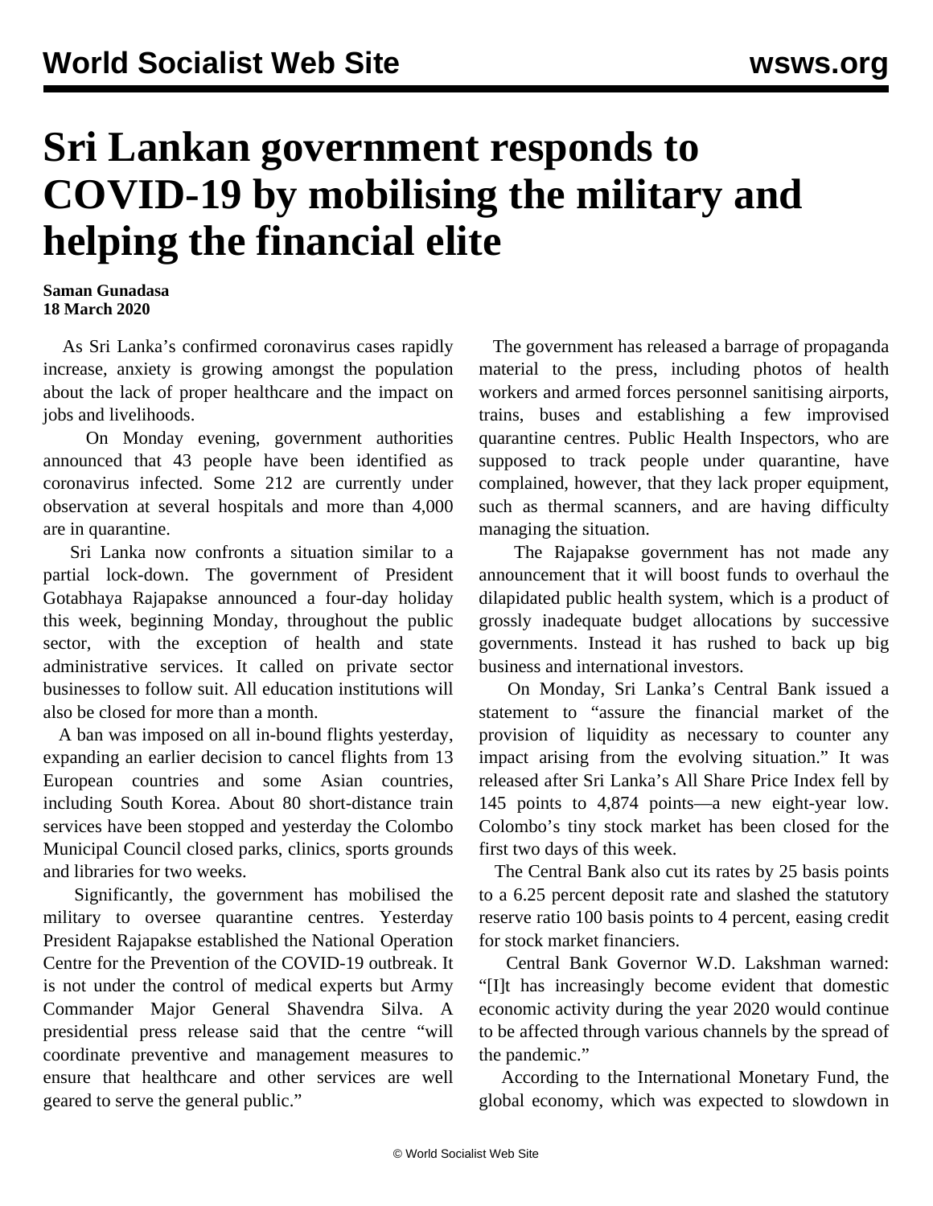# Sri Lankan government responds to COVID-19 by mobilising the military and helping the financial elite

**Saman Gunadasa**
**18 March 2020**

As Sri Lanka's confirmed coronavirus cases rapidly increase, anxiety is growing amongst the population about the lack of proper healthcare and the impact on jobs and livelihoods.

On Monday evening, government authorities announced that 43 people have been identified as coronavirus infected. Some 212 are currently under observation at several hospitals and more than 4,000 are in quarantine.

Sri Lanka now confronts a situation similar to a partial lock-down. The government of President Gotabhaya Rajapakse announced a four-day holiday this week, beginning Monday, throughout the public sector, with the exception of health and state administrative services. It called on private sector businesses to follow suit. All education institutions will also be closed for more than a month.

A ban was imposed on all in-bound flights yesterday, expanding an earlier decision to cancel flights from 13 European countries and some Asian countries, including South Korea. About 80 short-distance train services have been stopped and yesterday the Colombo Municipal Council closed parks, clinics, sports grounds and libraries for two weeks.

Significantly, the government has mobilised the military to oversee quarantine centres. Yesterday President Rajapakse established the National Operation Centre for the Prevention of the COVID-19 outbreak. It is not under the control of medical experts but Army Commander Major General Shavendra Silva. A presidential press release said that the centre "will coordinate preventive and management measures to ensure that healthcare and other services are well geared to serve the general public."

The government has released a barrage of propaganda material to the press, including photos of health workers and armed forces personnel sanitising airports, trains, buses and establishing a few improvised quarantine centres. Public Health Inspectors, who are supposed to track people under quarantine, have complained, however, that they lack proper equipment, such as thermal scanners, and are having difficulty managing the situation.

The Rajapakse government has not made any announcement that it will boost funds to overhaul the dilapidated public health system, which is a product of grossly inadequate budget allocations by successive governments. Instead it has rushed to back up big business and international investors.

On Monday, Sri Lanka's Central Bank issued a statement to "assure the financial market of the provision of liquidity as necessary to counter any impact arising from the evolving situation." It was released after Sri Lanka's All Share Price Index fell by 145 points to 4,874 points—a new eight-year low. Colombo's tiny stock market has been closed for the first two days of this week.

The Central Bank also cut its rates by 25 basis points to a 6.25 percent deposit rate and slashed the statutory reserve ratio 100 basis points to 4 percent, easing credit for stock market financiers.

Central Bank Governor W.D. Lakshman warned: "[I]t has increasingly become evident that domestic economic activity during the year 2020 would continue to be affected through various channels by the spread of the pandemic."

According to the International Monetary Fund, the global economy, which was expected to slowdown in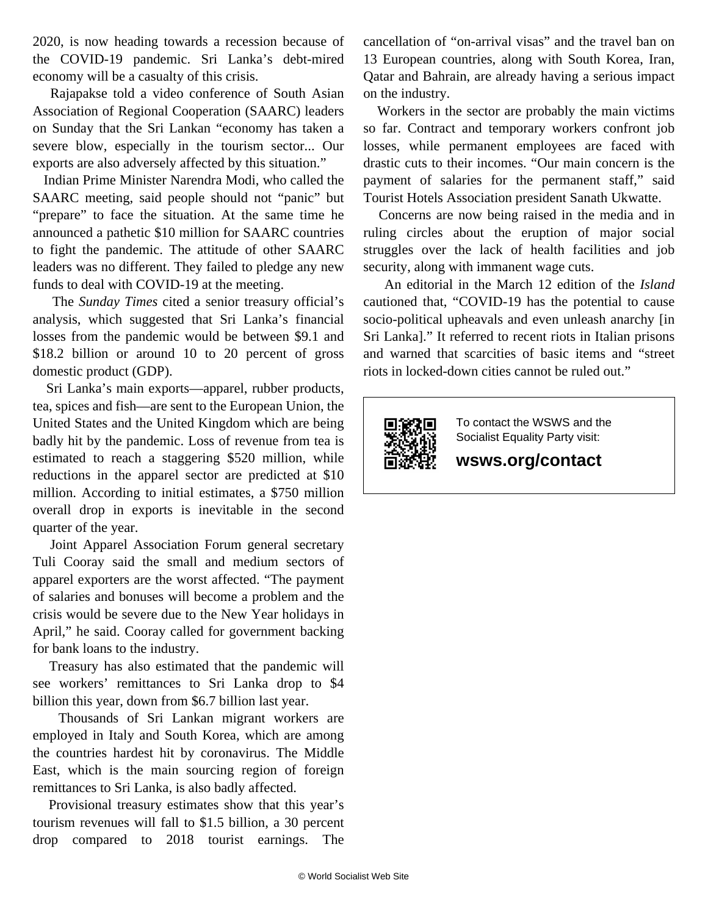2020, is now heading towards a recession because of the COVID-19 pandemic. Sri Lanka's debt-mired economy will be a casualty of this crisis.

Rajapakse told a video conference of South Asian Association of Regional Cooperation (SAARC) leaders on Sunday that the Sri Lankan "economy has taken a severe blow, especially in the tourism sector... Our exports are also adversely affected by this situation."

Indian Prime Minister Narendra Modi, who called the SAARC meeting, said people should not "panic" but "prepare" to face the situation. At the same time he announced a pathetic $10 million for SAARC countries to fight the pandemic. The attitude of other SAARC leaders was no different. They failed to pledge any new funds to deal with COVID-19 at the meeting.

The *Sunday Times* cited a senior treasury official's analysis, which suggested that Sri Lanka's financial losses from the pandemic would be between $9.1 and $18.2 billion or around 10 to 20 percent of gross domestic product (GDP).

Sri Lanka's main exports—apparel, rubber products, tea, spices and fish—are sent to the European Union, the United States and the United Kingdom which are being badly hit by the pandemic. Loss of revenue from tea is estimated to reach a staggering $520 million, while reductions in the apparel sector are predicted at $10 million. According to initial estimates, a $750 million overall drop in exports is inevitable in the second quarter of the year.

Joint Apparel Association Forum general secretary Tuli Cooray said the small and medium sectors of apparel exporters are the worst affected. "The payment of salaries and bonuses will become a problem and the crisis would be severe due to the New Year holidays in April," he said. Cooray called for government backing for bank loans to the industry.

Treasury has also estimated that the pandemic will see workers' remittances to Sri Lanka drop to $4 billion this year, down from $6.7 billion last year.

Thousands of Sri Lankan migrant workers are employed in Italy and South Korea, which are among the countries hardest hit by coronavirus. The Middle East, which is the main sourcing region of foreign remittances to Sri Lanka, is also badly affected.

Provisional treasury estimates show that this year's tourism revenues will fall to $1.5 billion, a 30 percent drop compared to 2018 tourist earnings. The cancellation of "on-arrival visas" and the travel ban on 13 European countries, along with South Korea, Iran, Qatar and Bahrain, are already having a serious impact on the industry.

Workers in the sector are probably the main victims so far. Contract and temporary workers confront job losses, while permanent employees are faced with drastic cuts to their incomes. "Our main concern is the payment of salaries for the permanent staff," said Tourist Hotels Association president Sanath Ukwatte.

Concerns are now being raised in the media and in ruling circles about the eruption of major social struggles over the lack of health facilities and job security, along with immanent wage cuts.

An editorial in the March 12 edition of the *Island* cautioned that, "COVID-19 has the potential to cause socio-political upheavals and even unleash anarchy [in Sri Lanka]." It referred to recent riots in Italian prisons and warned that scarcities of basic items and "street riots in locked-down cities cannot be ruled out."

To contact the WSWS and the Socialist Equality Party visit:

**wsws.org/contact**